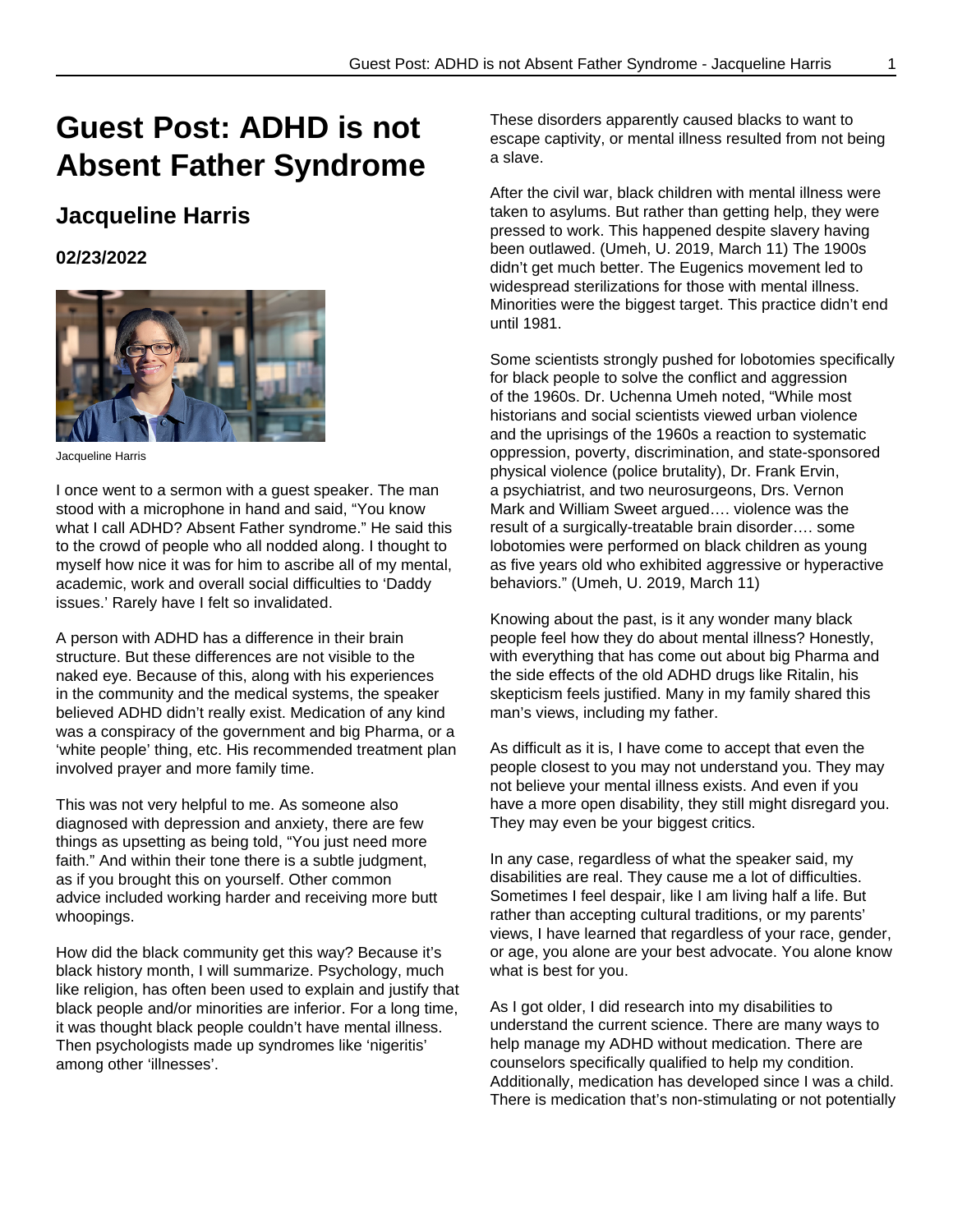# Guest Post: ADHD is not Absent Father Syndrome

## Jacqueline Harris

### 02/23/2022

Jacqueline Harris

I once went to a sermon with a guest speaker. The man stood with a microphone in hand and said, "You know what I call ADHD? Absent Father syndrome." He said this to the crowd of people who all nodded along. I thought to myself how nice it was for him to ascribe all of my mental, academic, work and overall social difficulties to 'Daddy issues.' Rarely have I felt so invalidated.

A person with ADHD has a difference in their brain structure. But these differences are not visible to the naked eye. Because of this, along with his experiences in the community and the medical systems, the speaker believed ADHD didn't really exist. Medication of any kind was a conspiracy of the government and big Pharma, or a 'white people' thing, etc. His recommended treatment plan involved prayer and more family time.

This was not very helpful to me. As someone also diagnosed with depression and anxiety, there are few things as upsetting as being told, "You just need more faith." And within their tone there is a subtle judgment, as if you brought this on yourself. Other common advice included working harder and receiving more butt whoopings.

How did the black community get this way? Because it's black history month, I will summarize. Psychology, much like religion, has often been used to explain and justify that black people and/or minorities are inferior. For a long time, it was thought black people couldn't have mental illness. Then psychologists made up syndromes like 'nigeritis' among other 'illnesses'. These disorders apparently caused blacks to want to escape captivity, or mental illness resulted from not being a slave.

After the civil war, black children with mental illness were taken to asylums. But rather than getting help, they were pressed to work. This happened despite slavery having been outlawed. (Umeh, U. 2019, March 11) The 1900s didn't get much better. The Eugenics movement led to widespread sterilizations for those with mental illness. Minorities were the biggest target. This practice didn't end until 1981.

Some scientists strongly pushed for lobotomies specifically for black people to solve the conflict and aggression of the 1960s. Dr. Uchenna Umeh noted, "While most historians and social scientists viewed urban violence and the uprisings of the 1960s a reaction to systematic oppression, poverty, discrimination, and state-sponsored physical violence (police brutality), Dr. Frank Ervin, a psychiatrist, and two neurosurgeons, Drs. Vernon Mark and William Sweet argued…. violence was the result of a surgically-treatable brain disorder…. some lobotomies were performed on black children as young as five years old who exhibited aggressive or hyperactive behaviors." (Umeh, U. 2019, March 11)

Knowing about the past, is it any wonder many black people feel how they do about mental illness? Honestly, with everything that has come out about big Pharma and the side effects of the old ADHD drugs like Ritalin, his skepticism feels justified. Many in my family shared this man's views, including my father.

As difficult as it is, I have come to accept that even the people closest to you may not understand you. They may not believe your mental illness exists. And even if you have a more open disability, they still might disregard you. They may even be your biggest critics.

In any case, regardless of what the speaker said, my disabilities are real. They cause me a lot of difficulties. Sometimes I feel despair, like I am living half a life. But rather than accepting cultural traditions, or my parents' views, I have learned that regardless of your race, gender, or age, you alone are your best advocate. You alone know what is best for you.

As I got older, I did research into my disabilities to understand the current science. There are many ways to help manage my ADHD without medication. There are counselors specifically qualified to help my condition. Additionally, medication has developed since I was a child. There is medication that's non-stimulating or not potentially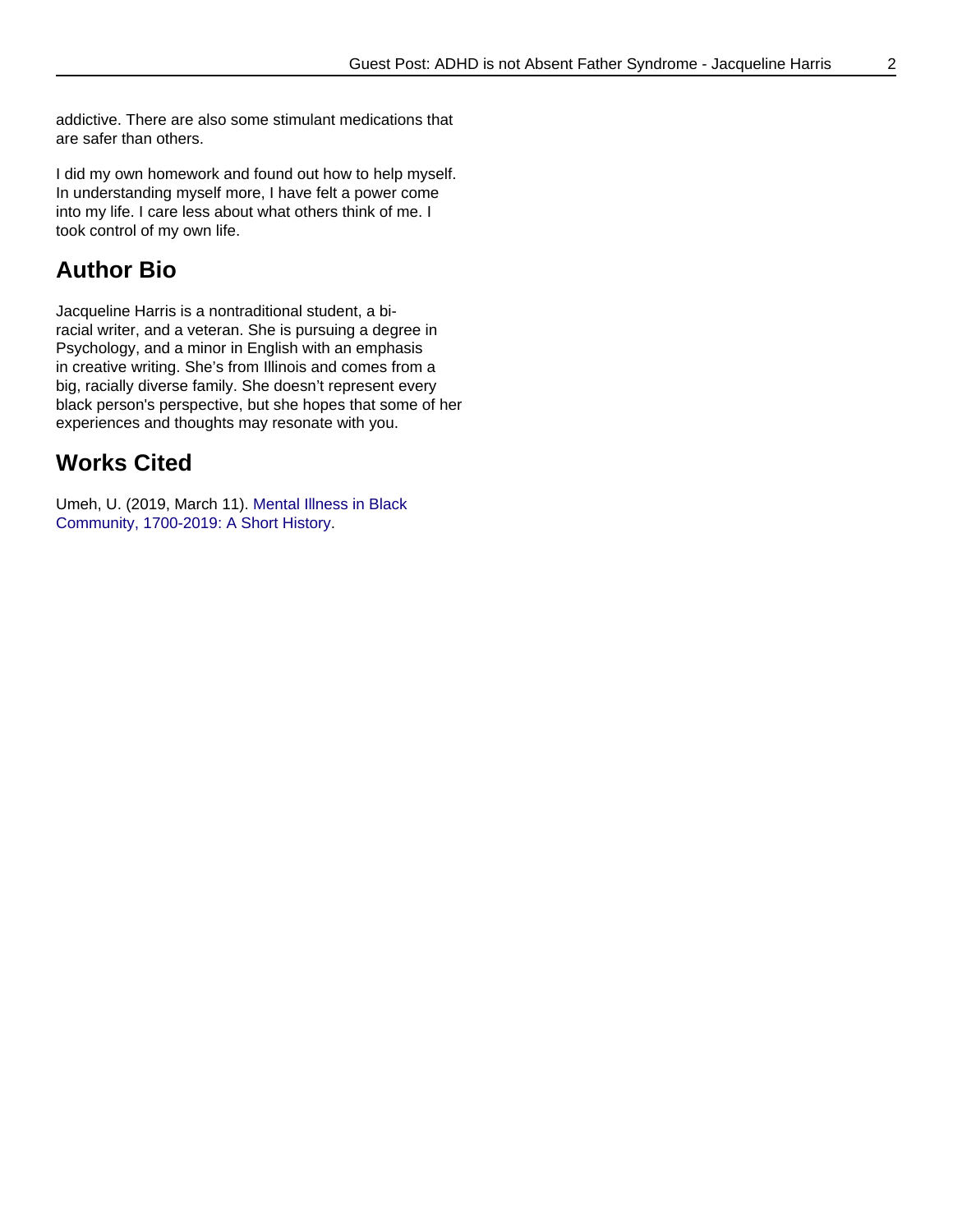addictive. There are also some stimulant medications that are safer than others.

I did my own homework and found out how to help myself. In understanding myself more, I have felt a power come into my life. I care less about what others think of me. I took control of my own life.

## Author Bio

Jacqueline Harris is a nontraditional student, a bi-racial writer, and a veteran. She is pursuing a degree in Psychology, and a minor in English with an emphasis in creative writing. She's from Illinois and comes from a big, racially diverse family. She doesn't represent every black person's perspective, but she hopes that some of her experiences and thoughts may resonate with you.

## Works Cited

Umeh, U. (2019, March 11). Mental Illness in Black Community, 1700-2019: A Short History.